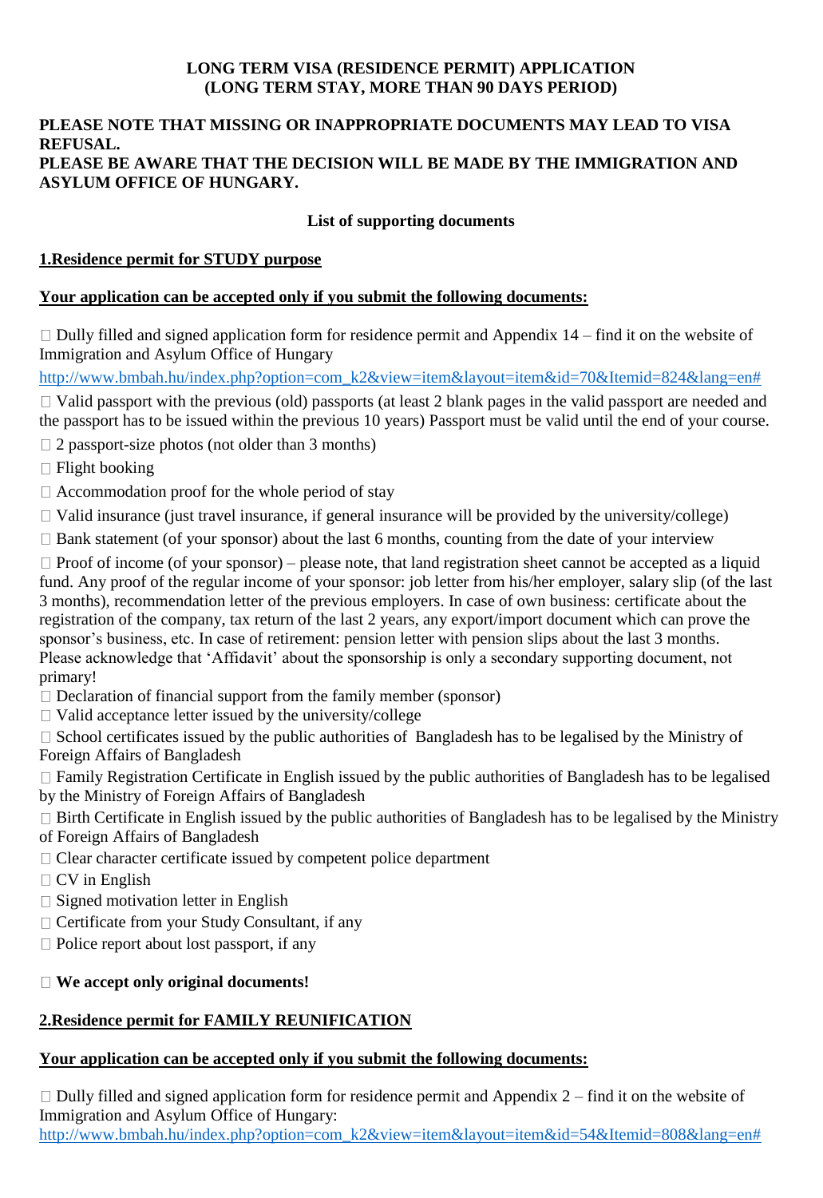**LONG TERM VISA (RESIDENCE PERMIT) APPLICATION**
**(LONG TERM STAY, MORE THAN 90 DAYS PERIOD)**

**PLEASE NOTE THAT MISSING OR INAPPROPRIATE DOCUMENTS MAY LEAD TO VISA REFUSAL.**
**PLEASE BE AWARE THAT THE DECISION WILL BE MADE BY THE IMMIGRATION AND ASYLUM OFFICE OF HUNGARY.**

**List of supporting documents**

## 1.Residence permit for STUDY purpose

**Your application can be accepted only if you submit the following documents:**

- ☐ Dully filled and signed application form for residence permit and Appendix 14 – find it on the website of Immigration and Asylum Office of Hungary
http://www.bmbah.hu/index.php?option=com_k2&view=item&layout=item&id=70&Itemid=824&lang=en#
- ☐ Valid passport with the previous (old) passports (at least 2 blank pages in the valid passport are needed and the passport has to be issued within the previous 10 years) Passport must be valid until the end of your course.
- ☐ 2 passport-size photos (not older than 3 months)
- ☐ Flight booking
- ☐ Accommodation proof for the whole period of stay
- ☐ Valid insurance (just travel insurance, if general insurance will be provided by the university/college)
- ☐ Bank statement (of your sponsor) about the last 6 months, counting from the date of your interview
- ☐ Proof of income (of your sponsor) – please note, that land registration sheet cannot be accepted as a liquid fund. Any proof of the regular income of your sponsor: job letter from his/her employer, salary slip (of the last 3 months), recommendation letter of the previous employers. In case of own business: certificate about the registration of the company, tax return of the last 2 years, any export/import document which can prove the sponsor's business, etc. In case of retirement: pension letter with pension slips about the last 3 months. Please acknowledge that 'Affidavit' about the sponsorship is only a secondary supporting document, not primary!
- ☐ Declaration of financial support from the family member (sponsor)
- ☐ Valid acceptance letter issued by the university/college
- ☐ School certificates issued by the public authorities of Bangladesh has to be legalised by the Ministry of Foreign Affairs of Bangladesh
- ☐ Family Registration Certificate in English issued by the public authorities of Bangladesh has to be legalised by the Ministry of Foreign Affairs of Bangladesh
- ☐ Birth Certificate in English issued by the public authorities of Bangladesh has to be legalised by the Ministry of Foreign Affairs of Bangladesh
- ☐ Clear character certificate issued by competent police department
- ☐ CV in English
- ☐ Signed motivation letter in English
- ☐ Certificate from your Study Consultant, if any
- ☐ Police report about lost passport, if any

☐ **We accept only original documents!**

## 2.Residence permit for FAMILY REUNIFICATION

**Your application can be accepted only if you submit the following documents:**

- ☐ Dully filled and signed application form for residence permit and Appendix 2 – find it on the website of Immigration and Asylum Office of Hungary:
http://www.bmbah.hu/index.php?option=com_k2&view=item&layout=item&id=54&Itemid=808&lang=en#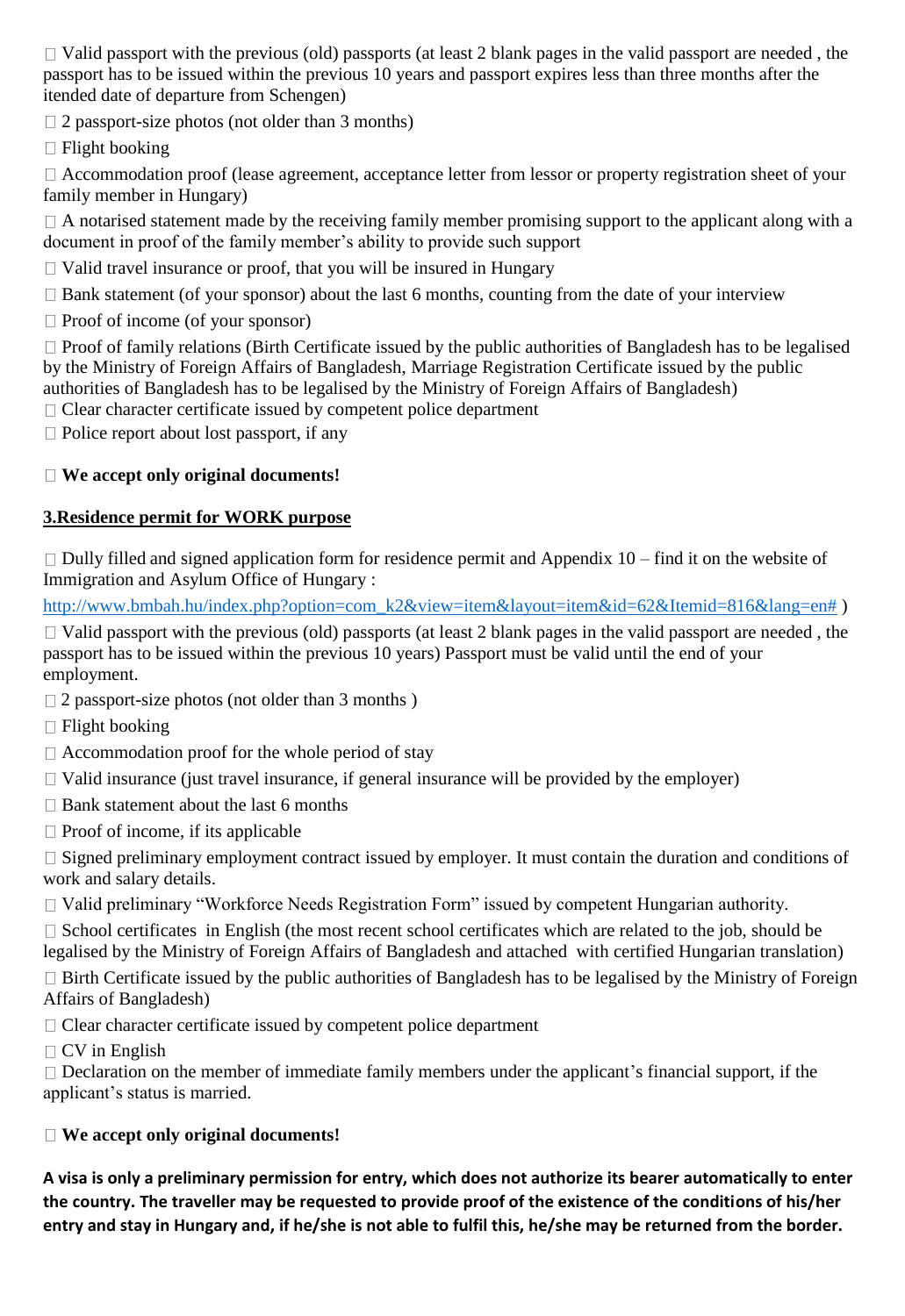- Valid passport with the previous (old) passports (at least 2 blank pages in the valid passport are needed , the passport has to be issued within the previous 10 years and passport expires less than three months after the itended date of departure from Schengen)
- 2 passport-size photos (not older than 3 months)
- Flight booking
- Accommodation proof (lease agreement, acceptance letter from lessor or property registration sheet of your family member in Hungary)
- A notarised statement made by the receiving family member promising support to the applicant along with a document in proof of the family member's ability to provide such support
- Valid travel insurance or proof, that you will be insured in Hungary
- Bank statement (of your sponsor) about the last 6 months, counting from the date of your interview
- Proof of income (of your sponsor)
- Proof of family relations (Birth Certificate issued by the public authorities of Bangladesh has to be legalised by the Ministry of Foreign Affairs of Bangladesh, Marriage Registration Certificate issued by the public authorities of Bangladesh has to be legalised by the Ministry of Foreign Affairs of Bangladesh)
- Clear character certificate issued by competent police department
- Police report about lost passport, if any

- **We accept only original documents!**

## 3.Residence permit for WORK purpose

- Dully filled and signed application form for residence permit and Appendix 10 – find it on the website of Immigration and Asylum Office of Hungary : http://www.bmbah.hu/index.php?option=com_k2&view=item&layout=item&id=62&Itemid=816&lang=en# )
- Valid passport with the previous (old) passports (at least 2 blank pages in the valid passport are needed , the passport has to be issued within the previous 10 years) Passport must be valid until the end of your employment.
- 2 passport-size photos (not older than 3 months )
- Flight booking
- Accommodation proof for the whole period of stay
- Valid insurance (just travel insurance, if general insurance will be provided by the employer)
- Bank statement about the last 6 months
- Proof of income, if its applicable
- Signed preliminary employment contract issued by employer. It must contain the duration and conditions of work and salary details.
- Valid preliminary "Workforce Needs Registration Form" issued by competent Hungarian authority.
- School certificates in English (the most recent school certificates which are related to the job, should be legalised by the Ministry of Foreign Affairs of Bangladesh and attached with certified Hungarian translation)
- Birth Certificate issued by the public authorities of Bangladesh has to be legalised by the Ministry of Foreign Affairs of Bangladesh)
- Clear character certificate issued by competent police department
- CV in English
- Declaration on the member of immediate family members under the applicant's financial support, if the applicant's status is married.

- **We accept only original documents!**

**A visa is only a preliminary permission for entry, which does not authorize its bearer automatically to enter the country. The traveller may be requested to provide proof of the existence of the conditions of his/her entry and stay in Hungary and, if he/she is not able to fulfil this, he/she may be returned from the border.**